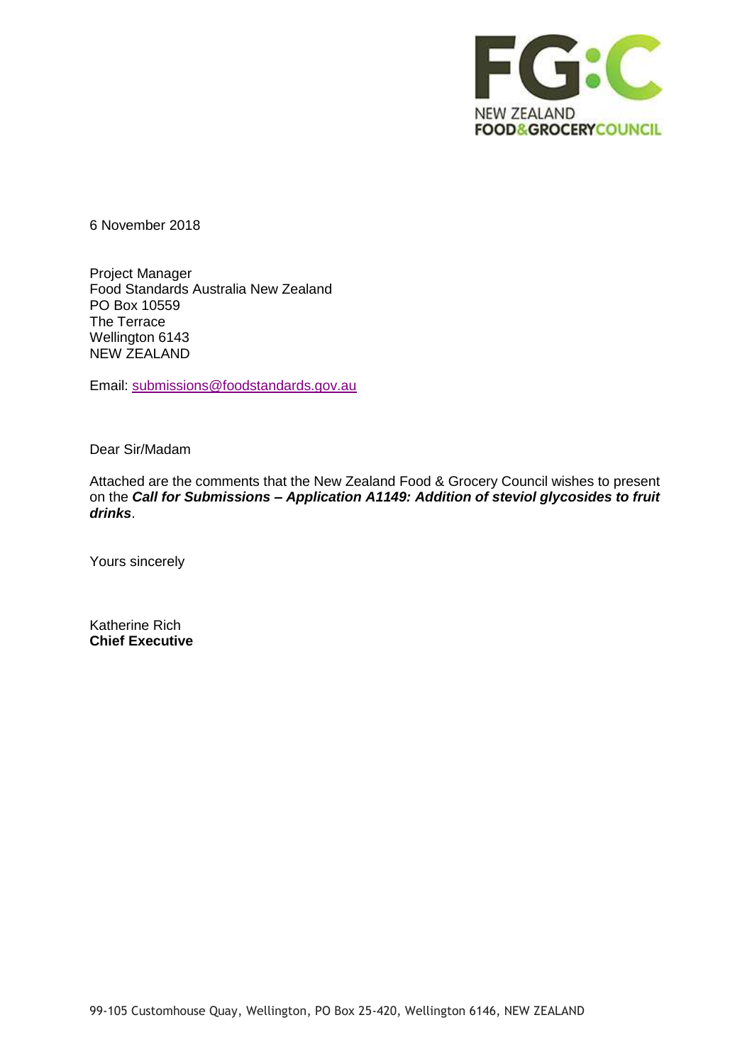NEW ZEALAND
FOOD&GROCERYCOUNCIL

6 November 2018

Project Manager
Food Standards Australia New Zealand
PO Box 10559
The Terrace
Wellington 6143
NEW ZEALAND

Email: submissions@foodstandards.gov.au

Dear Sir/Madam

Attached are the comments that the New Zealand Food & Grocery Council wishes to present on the ***Call for Submissions – Application A1149: Addition of steviol glycosides to fruit drinks***.

Yours sincerely

Katherine Rich
**Chief Executive**

99-105 Customhouse Quay, Wellington, PO Box 25-420, Wellington 6146, NEW ZEALAND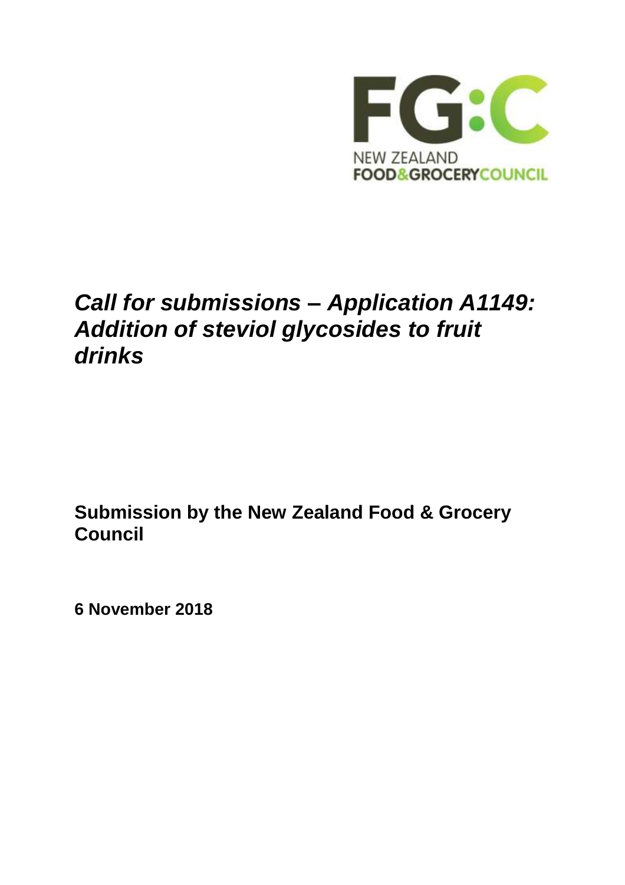NEW ZEALAND FOOD&GROCERYCOUNCIL

# *Call for submissions – Application A1149: Addition of steviol glycosides to fruit drinks*

## Submission by the New Zealand Food & Grocery Council

**6 November 2018**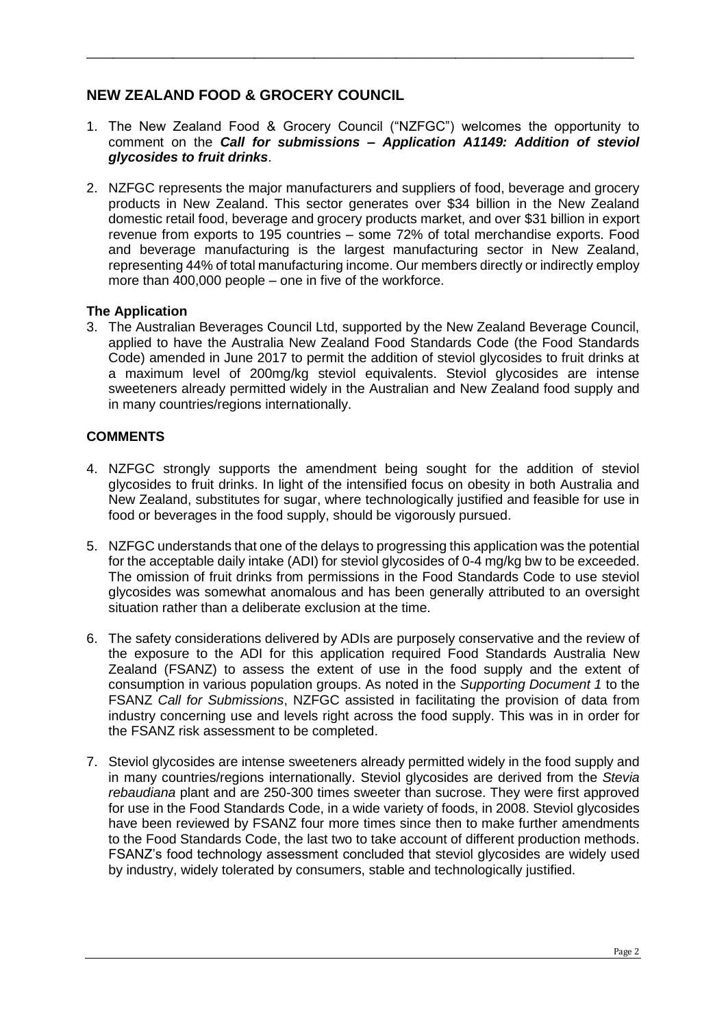## NEW ZEALAND FOOD & GROCERY COUNCIL

1. The New Zealand Food & Grocery Council ("NZFGC") welcomes the opportunity to comment on the ***Call for submissions – Application A1149: Addition of steviol glycosides to fruit drinks***.

2. NZFGC represents the major manufacturers and suppliers of food, beverage and grocery products in New Zealand. This sector generates over $34 billion in the New Zealand domestic retail food, beverage and grocery products market, and over $31 billion in export revenue from exports to 195 countries – some 72% of total merchandise exports. Food and beverage manufacturing is the largest manufacturing sector in New Zealand, representing 44% of total manufacturing income. Our members directly or indirectly employ more than 400,000 people – one in five of the workforce.

### The Application

3. The Australian Beverages Council Ltd, supported by the New Zealand Beverage Council, applied to have the Australia New Zealand Food Standards Code (the Food Standards Code) amended in June 2017 to permit the addition of steviol glycosides to fruit drinks at a maximum level of 200mg/kg steviol equivalents. Steviol glycosides are intense sweeteners already permitted widely in the Australian and New Zealand food supply and in many countries/regions internationally.

### COMMENTS

4. NZFGC strongly supports the amendment being sought for the addition of steviol glycosides to fruit drinks. In light of the intensified focus on obesity in both Australia and New Zealand, substitutes for sugar, where technologically justified and feasible for use in food or beverages in the food supply, should be vigorously pursued.

5. NZFGC understands that one of the delays to progressing this application was the potential for the acceptable daily intake (ADI) for steviol glycosides of 0-4 mg/kg bw to be exceeded. The omission of fruit drinks from permissions in the Food Standards Code to use steviol glycosides was somewhat anomalous and has been generally attributed to an oversight situation rather than a deliberate exclusion at the time.

6. The safety considerations delivered by ADIs are purposely conservative and the review of the exposure to the ADI for this application required Food Standards Australia New Zealand (FSANZ) to assess the extent of use in the food supply and the extent of consumption in various population groups. As noted in the *Supporting Document 1* to the FSANZ *Call for Submissions*, NZFGC assisted in facilitating the provision of data from industry concerning use and levels right across the food supply. This was in in order for the FSANZ risk assessment to be completed.

7. Steviol glycosides are intense sweeteners already permitted widely in the food supply and in many countries/regions internationally. Steviol glycosides are derived from the *Stevia rebaudiana* plant and are 250-300 times sweeter than sucrose. They were first approved for use in the Food Standards Code, in a wide variety of foods, in 2008. Steviol glycosides have been reviewed by FSANZ four more times since then to make further amendments to the Food Standards Code, the last two to take account of different production methods. FSANZ's food technology assessment concluded that steviol glycosides are widely used by industry, widely tolerated by consumers, stable and technologically justified.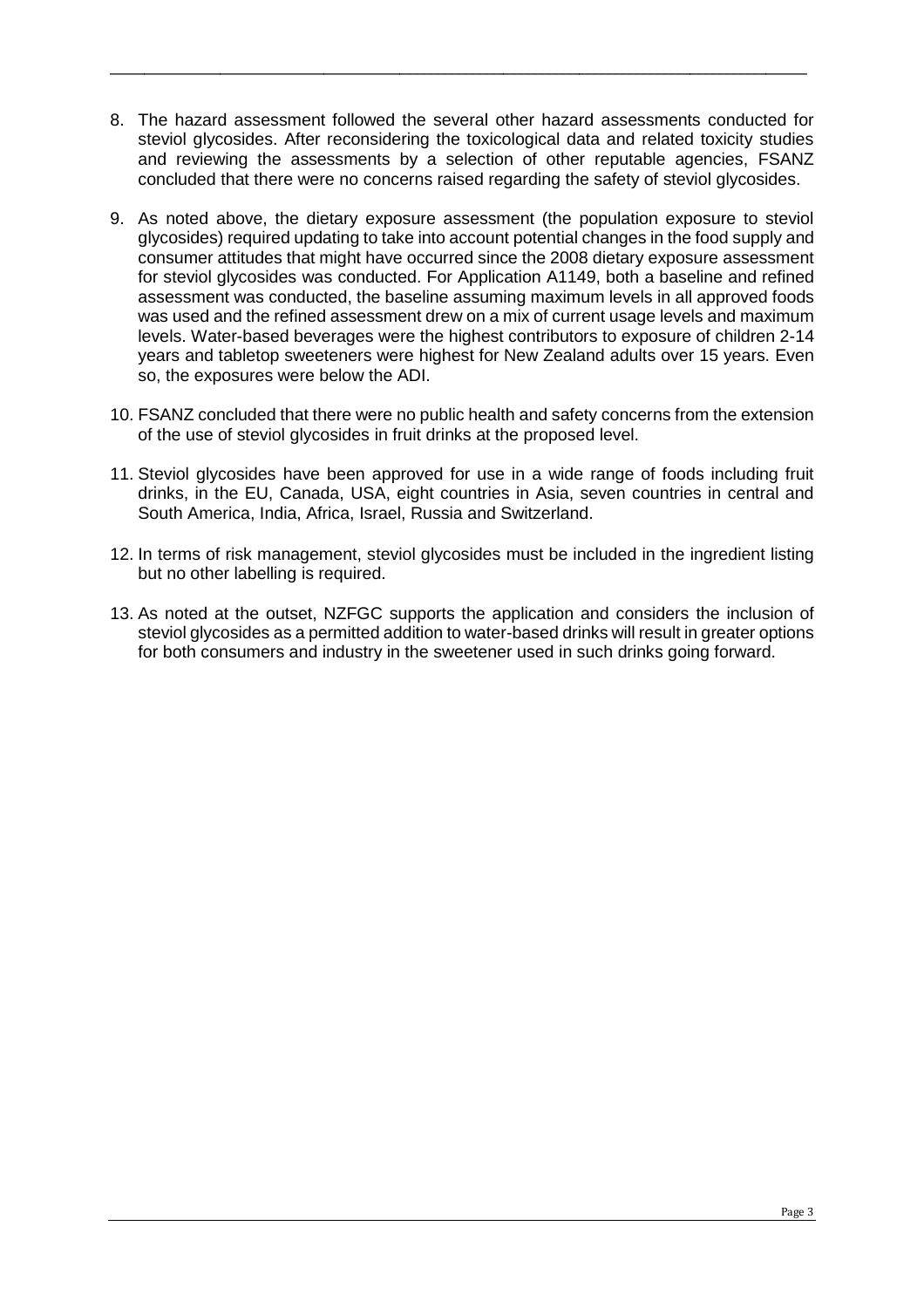8. The hazard assessment followed the several other hazard assessments conducted for steviol glycosides. After reconsidering the toxicological data and related toxicity studies and reviewing the assessments by a selection of other reputable agencies, FSANZ concluded that there were no concerns raised regarding the safety of steviol glycosides.

9. As noted above, the dietary exposure assessment (the population exposure to steviol glycosides) required updating to take into account potential changes in the food supply and consumer attitudes that might have occurred since the 2008 dietary exposure assessment for steviol glycosides was conducted. For Application A1149, both a baseline and refined assessment was conducted, the baseline assuming maximum levels in all approved foods was used and the refined assessment drew on a mix of current usage levels and maximum levels. Water-based beverages were the highest contributors to exposure of children 2-14 years and tabletop sweeteners were highest for New Zealand adults over 15 years. Even so, the exposures were below the ADI.

10. FSANZ concluded that there were no public health and safety concerns from the extension of the use of steviol glycosides in fruit drinks at the proposed level.

11. Steviol glycosides have been approved for use in a wide range of foods including fruit drinks, in the EU, Canada, USA, eight countries in Asia, seven countries in central and South America, India, Africa, Israel, Russia and Switzerland.

12. In terms of risk management, steviol glycosides must be included in the ingredient listing but no other labelling is required.

13. As noted at the outset, NZFGC supports the application and considers the inclusion of steviol glycosides as a permitted addition to water-based drinks will result in greater options for both consumers and industry in the sweetener used in such drinks going forward.